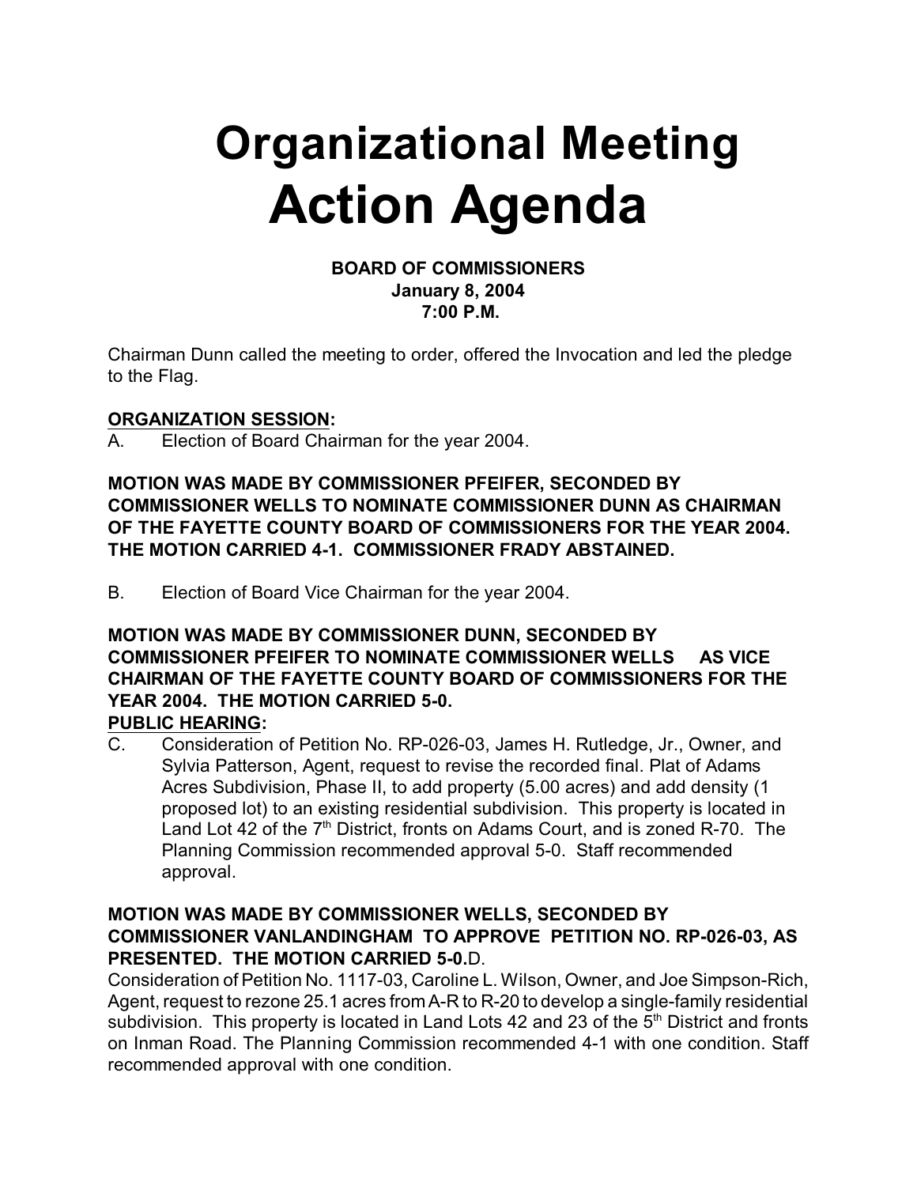# Organizational Meeting
# Action Agenda

**BOARD OF COMMISSIONERS**
**January 8, 2004**
**7:00 P.M.**

Chairman Dunn called the meeting to order, offered the Invocation and led the pledge to the Flag.

**ORGANIZATION SESSION:**

A. Election of Board Chairman for the year 2004.

**MOTION WAS MADE BY COMMISSIONER PFEIFER, SECONDED BY COMMISSIONER WELLS TO NOMINATE COMMISSIONER DUNN AS CHAIRMAN OF THE FAYETTE COUNTY BOARD OF COMMISSIONERS FOR THE YEAR 2004. THE MOTION CARRIED 4-1. COMMISSIONER FRADY ABSTAINED.**

B. Election of Board Vice Chairman for the year 2004.

**MOTION WAS MADE BY COMMISSIONER DUNN, SECONDED BY COMMISSIONER PFEIFER TO NOMINATE COMMISSIONER WELLS AS VICE CHAIRMAN OF THE FAYETTE COUNTY BOARD OF COMMISSIONERS FOR THE YEAR 2004. THE MOTION CARRIED 5-0.**

**PUBLIC HEARING:**

C. Consideration of Petition No. RP-026-03, James H. Rutledge, Jr., Owner, and Sylvia Patterson, Agent, request to revise the recorded final. Plat of Adams Acres Subdivision, Phase II, to add property (5.00 acres) and add density (1 proposed lot) to an existing residential subdivision. This property is located in Land Lot 42 of the 7th District, fronts on Adams Court, and is zoned R-70. The Planning Commission recommended approval 5-0. Staff recommended approval.

**MOTION WAS MADE BY COMMISSIONER WELLS, SECONDED BY COMMISSIONER VANLANDINGHAM TO APPROVE PETITION NO. RP-026-03, AS PRESENTED. THE MOTION CARRIED 5-0.**

D. Consideration of Petition No. 1117-03, Caroline L. Wilson, Owner, and Joe Simpson-Rich, Agent, request to rezone 25.1 acres from A-R to R-20 to develop a single-family residential subdivision. This property is located in Land Lots 42 and 23 of the 5th District and fronts on Inman Road. The Planning Commission recommended 4-1 with one condition. Staff recommended approval with one condition.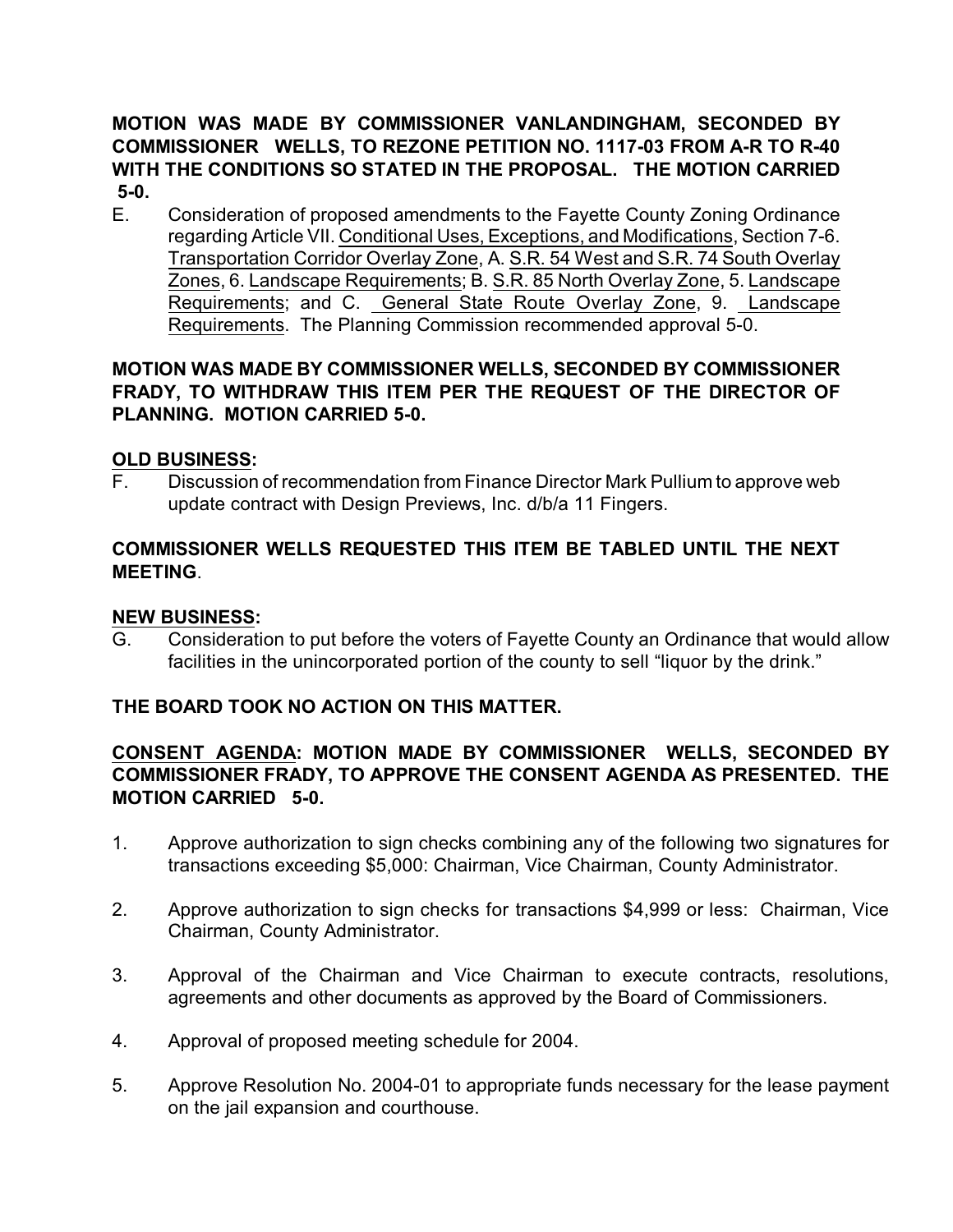**MOTION WAS MADE BY COMMISSIONER VANLANDINGHAM, SECONDED BY COMMISSIONER WELLS, TO REZONE PETITION NO. 1117-03 FROM A-R TO R-40 WITH THE CONDITIONS SO STATED IN THE PROPOSAL. THE MOTION CARRIED 5-0.**

E. Consideration of proposed amendments to the Fayette County Zoning Ordinance regarding Article VII. Conditional Uses, Exceptions, and Modifications, Section 7-6. Transportation Corridor Overlay Zone, A. S.R. 54 West and S.R. 74 South Overlay Zones, 6. Landscape Requirements; B. S.R. 85 North Overlay Zone, 5. Landscape Requirements; and C. General State Route Overlay Zone, 9. Landscape Requirements. The Planning Commission recommended approval 5-0.

**MOTION WAS MADE BY COMMISSIONER WELLS, SECONDED BY COMMISSIONER FRADY, TO WITHDRAW THIS ITEM PER THE REQUEST OF THE DIRECTOR OF PLANNING. MOTION CARRIED 5-0.**

**OLD BUSINESS:**

F. Discussion of recommendation from Finance Director Mark Pullium to approve web update contract with Design Previews, Inc. d/b/a 11 Fingers.

**COMMISSIONER WELLS REQUESTED THIS ITEM BE TABLED UNTIL THE NEXT MEETING**.

**NEW BUSINESS:**

G. Consideration to put before the voters of Fayette County an Ordinance that would allow facilities in the unincorporated portion of the county to sell "liquor by the drink."

**THE BOARD TOOK NO ACTION ON THIS MATTER.**

**CONSENT AGENDA: MOTION MADE BY COMMISSIONER WELLS, SECONDED BY COMMISSIONER FRADY, TO APPROVE THE CONSENT AGENDA AS PRESENTED. THE MOTION CARRIED 5-0.**

1. Approve authorization to sign checks combining any of the following two signatures for transactions exceeding $5,000: Chairman, Vice Chairman, County Administrator.

2. Approve authorization to sign checks for transactions $4,999 or less: Chairman, Vice Chairman, County Administrator.

3. Approval of the Chairman and Vice Chairman to execute contracts, resolutions, agreements and other documents as approved by the Board of Commissioners.

4. Approval of proposed meeting schedule for 2004.

5. Approve Resolution No. 2004-01 to appropriate funds necessary for the lease payment on the jail expansion and courthouse.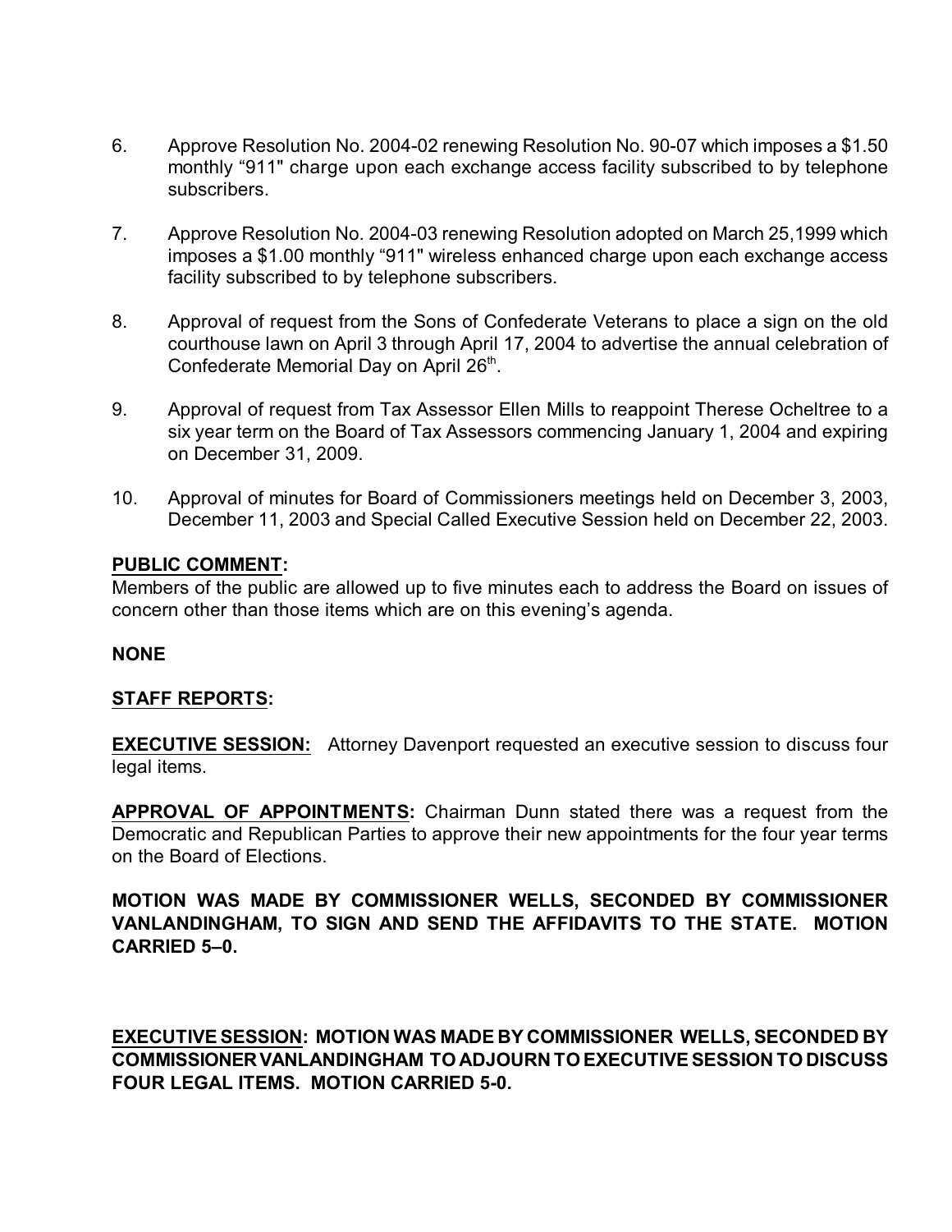6. Approve Resolution No. 2004-02 renewing Resolution No. 90-07 which imposes a $1.50 monthly “911" charge upon each exchange access facility subscribed to by telephone subscribers.

7. Approve Resolution No. 2004-03 renewing Resolution adopted on March 25,1999 which imposes a $1.00 monthly “911" wireless enhanced charge upon each exchange access facility subscribed to by telephone subscribers.

8. Approval of request from the Sons of Confederate Veterans to place a sign on the old courthouse lawn on April 3 through April 17, 2004 to advertise the annual celebration of Confederate Memorial Day on April 26th.

9. Approval of request from Tax Assessor Ellen Mills to reappoint Therese Ocheltree to a six year term on the Board of Tax Assessors commencing January 1, 2004 and expiring on December 31, 2009.

10. Approval of minutes for Board of Commissioners meetings held on December 3, 2003, December 11, 2003 and Special Called Executive Session held on December 22, 2003.

**PUBLIC COMMENT:**
Members of the public are allowed up to five minutes each to address the Board on issues of concern other than those items which are on this evening’s agenda.

**NONE**

**STAFF REPORTS:**

**EXECUTIVE SESSION:** Attorney Davenport requested an executive session to discuss four legal items.

**APPROVAL OF APPOINTMENTS:** Chairman Dunn stated there was a request from the Democratic and Republican Parties to approve their new appointments for the four year terms on the Board of Elections.

**MOTION WAS MADE BY COMMISSIONER WELLS, SECONDED BY COMMISSIONER VANLANDINGHAM, TO SIGN AND SEND THE AFFIDAVITS TO THE STATE. MOTION CARRIED 5–0.**

**EXECUTIVE SESSION: MOTION WAS MADE BY COMMISSIONER WELLS, SECONDED BY COMMISSIONER VANLANDINGHAM TO ADJOURN TO EXECUTIVE SESSION TO DISCUSS FOUR LEGAL ITEMS. MOTION CARRIED 5-0.**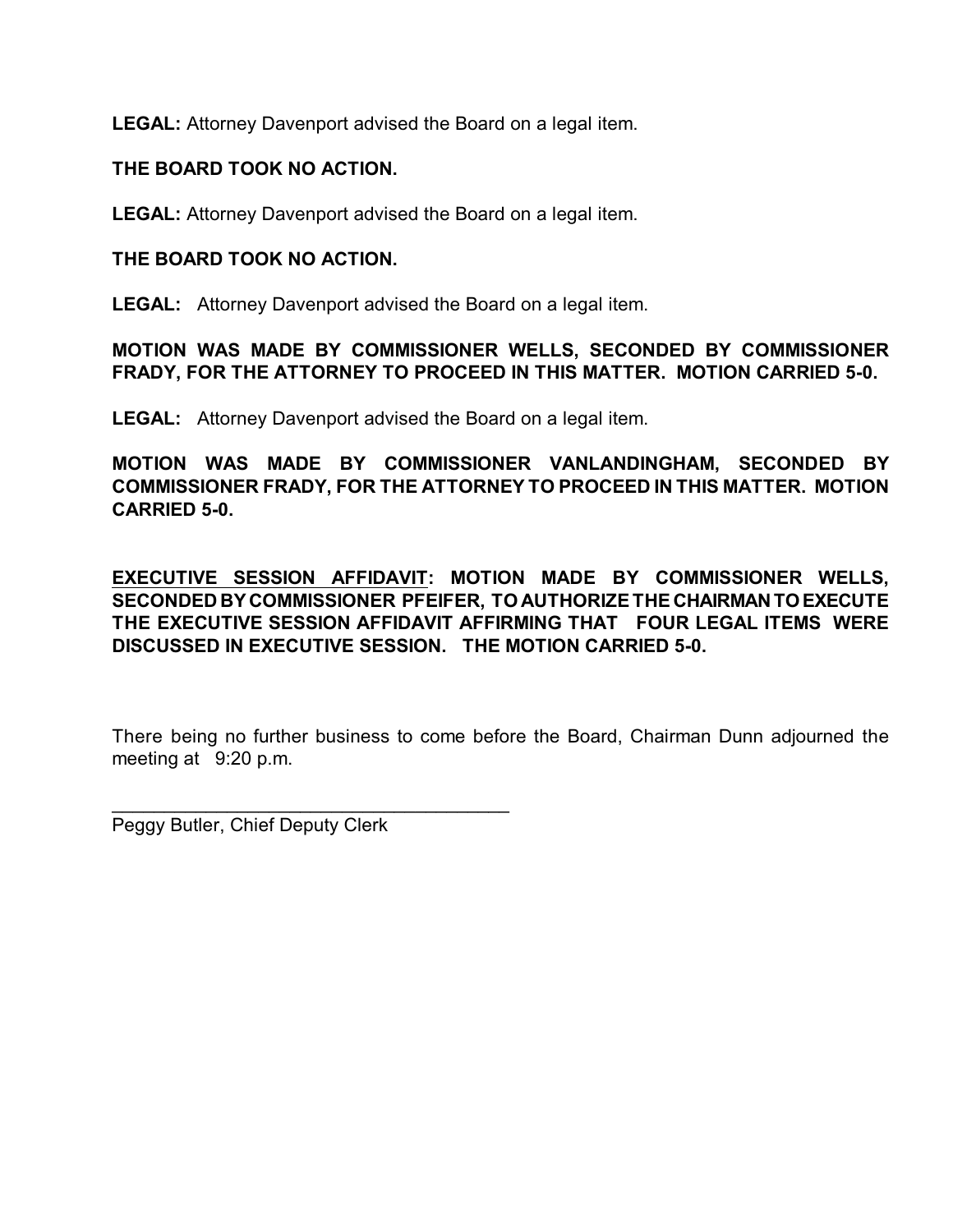**LEGAL:** Attorney Davenport advised the Board on a legal item.

**THE BOARD TOOK NO ACTION.**

**LEGAL:** Attorney Davenport advised the Board on a legal item.

**THE BOARD TOOK NO ACTION.**

**LEGAL:** Attorney Davenport advised the Board on a legal item.

**MOTION WAS MADE BY COMMISSIONER WELLS, SECONDED BY COMMISSIONER FRADY, FOR THE ATTORNEY TO PROCEED IN THIS MATTER. MOTION CARRIED 5-0.**

**LEGAL:** Attorney Davenport advised the Board on a legal item.

**MOTION WAS MADE BY COMMISSIONER VANLANDINGHAM, SECONDED BY COMMISSIONER FRADY, FOR THE ATTORNEY TO PROCEED IN THIS MATTER. MOTION CARRIED 5-0.**

**<u>EXECUTIVE SESSION AFFIDAVIT</u>: MOTION MADE BY COMMISSIONER WELLS, SECONDED BY COMMISSIONER PFEIFER, TO AUTHORIZE THE CHAIRMAN TO EXECUTE THE EXECUTIVE SESSION AFFIDAVIT AFFIRMING THAT FOUR LEGAL ITEMS WERE DISCUSSED IN EXECUTIVE SESSION. THE MOTION CARRIED 5-0.**

There being no further business to come before the Board, Chairman Dunn adjourned the meeting at 9:20 p.m.

\_\_\_\_\_\_\_\_\_\_\_\_\_\_\_\_\_\_\_\_\_\_\_\_\_\_\_\_\_\_\_\_\_\_\_\_\_\_\_\_

Peggy Butler, Chief Deputy Clerk